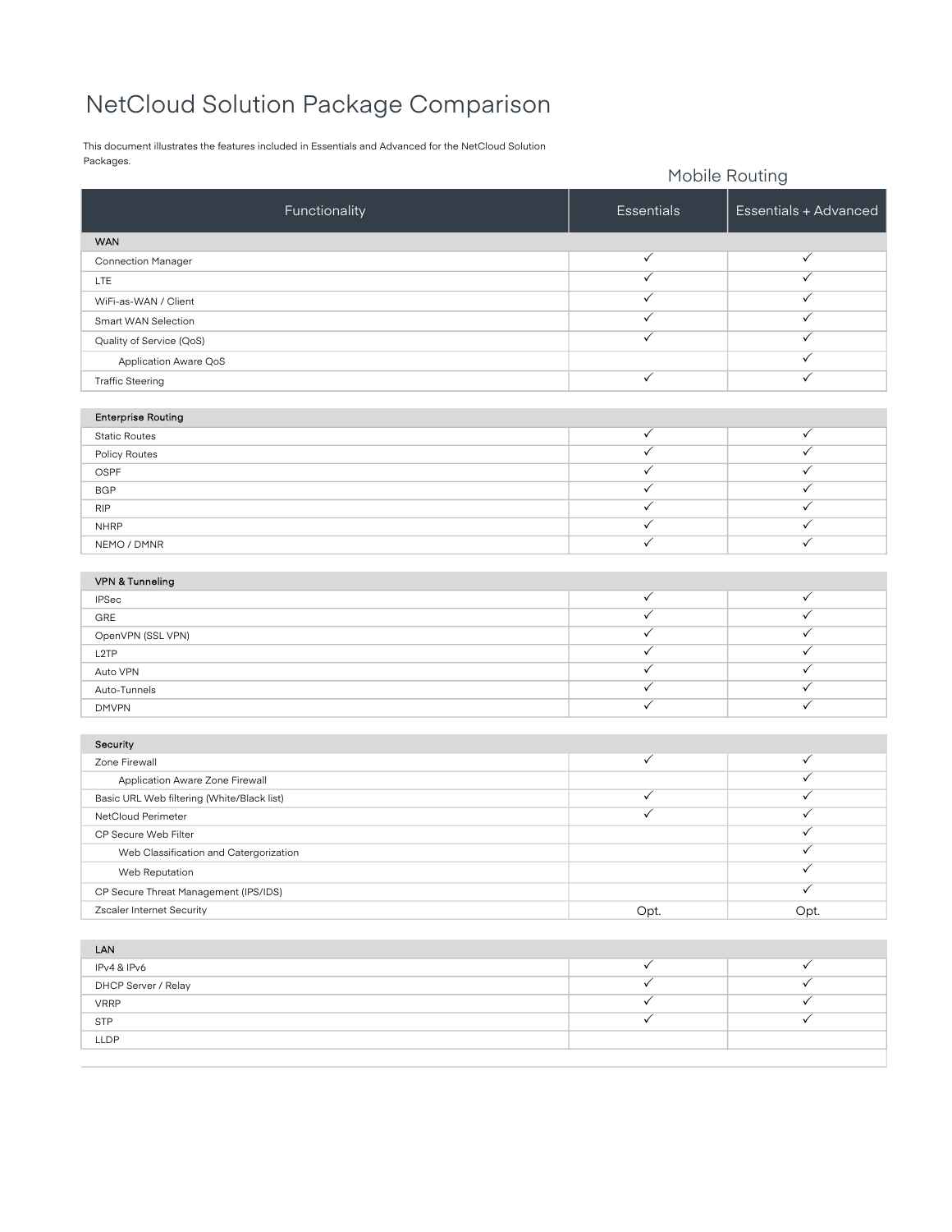# NetCloud Solution Package Comparison

This document illustrates the features included in Essentials and Advanced for the NetCloud Solution Packages.

| Functionality | Mobile Routing | |
|---|---|---|
| | Essentials | Essentials + Advanced |
| **WAN** | | |
| Connection Manager | ✓ | ✓ |
| LTE | ✓ | ✓ |
| WiFi-as-WAN / Client | ✓ | ✓ |
| Smart WAN Selection | ✓ | ✓ |
| Quality of Service (QoS) | ✓ | ✓ |
| Application Aware QoS | | ✓ |
| Traffic Steering | ✓ | ✓ |
| **Enterprise Routing** | | |
| Static Routes | ✓ | ✓ |
| Policy Routes | ✓ | ✓ |
| OSPF | ✓ | ✓ |
| BGP | ✓ | ✓ |
| RIP | ✓ | ✓ |
| NHRP | ✓ | ✓ |
| NEMO / DMNR | ✓ | ✓ |
| **VPN & Tunneling** | | |
| IPSec | ✓ | ✓ |
| GRE | ✓ | ✓ |
| OpenVPN (SSL VPN) | ✓ | ✓ |
| L2TP | ✓ | ✓ |
| Auto VPN | ✓ | ✓ |
| Auto-Tunnels | ✓ | ✓ |
| DMVPN | ✓ | ✓ |
| **Security** | | |
| Zone Firewall | ✓ | ✓ |
| Application Aware Zone Firewall | | ✓ |
| Basic URL Web filtering (White/Black list) | ✓ | ✓ |
| NetCloud Perimeter | ✓ | ✓ |
| CP Secure Web Filter | | ✓ |
| Web Classification and Catergorization | | ✓ |
| Web Reputation | | ✓ |
| CP Secure Threat Management (IPS/IDS) | | ✓ |
| Zscaler Internet Security | Opt. | Opt. |
| **LAN** | | |
| IPv4 & IPv6 | ✓ | ✓ |
| DHCP Server / Relay | ✓ | ✓ |
| VRRP | ✓ | ✓ |
| STP | ✓ | ✓ |
| LLDP | | |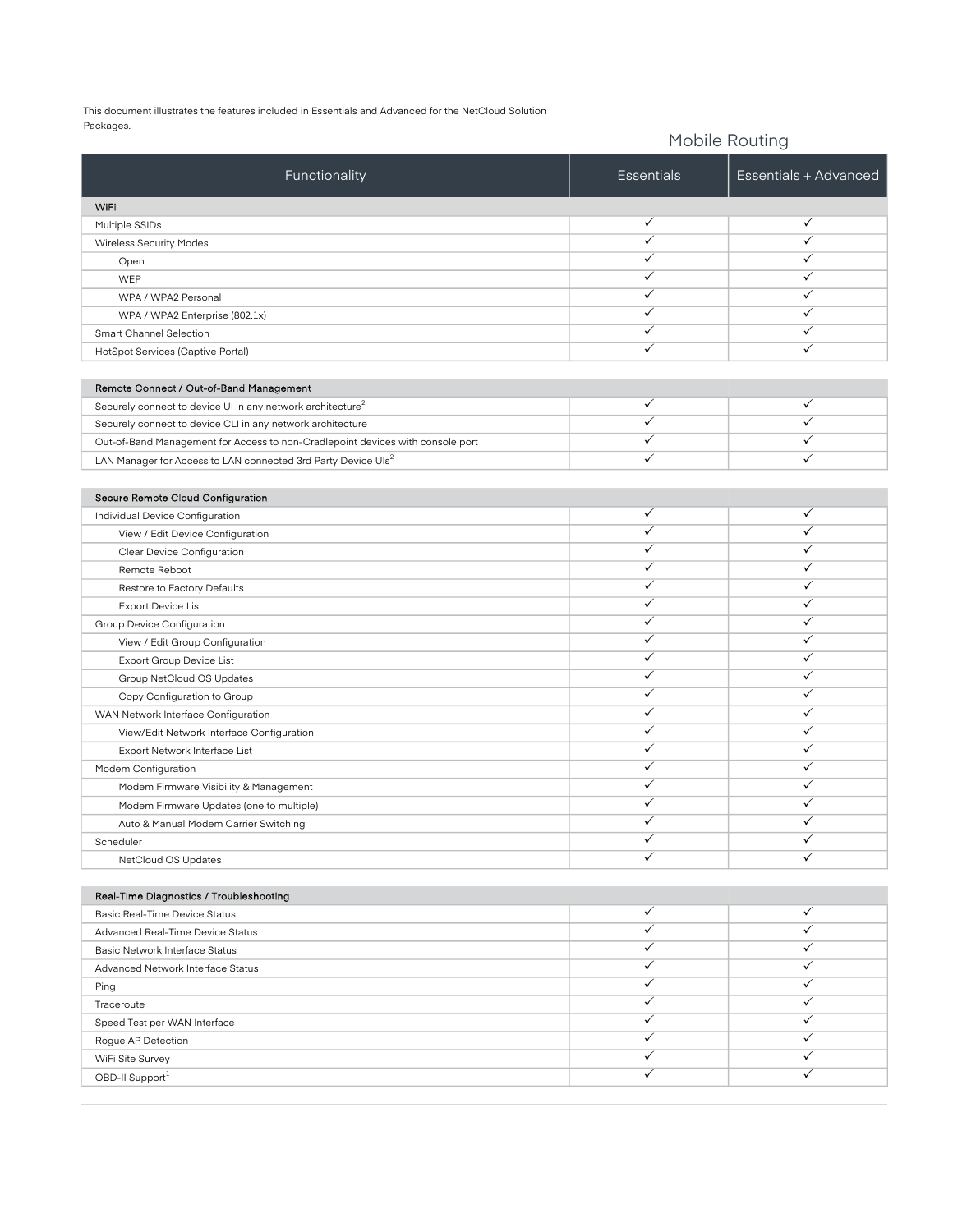This document illustrates the features included in Essentials and Advanced for the NetCloud Solution Packages.

## Mobile Routing

| Functionality | Essentials | Essentials + Advanced |
|---|---|---|
| **WiFi** | | |
| Multiple SSIDs | ✓ | ✓ |
| Wireless Security Modes | ✓ | ✓ |
| Open | ✓ | ✓ |
| WEP | ✓ | ✓ |
| WPA / WPA2 Personal | ✓ | ✓ |
| WPA / WPA2 Enterprise (802.1x) | ✓ | ✓ |
| Smart Channel Selection | ✓ | ✓ |
| HotSpot Services (Captive Portal) | ✓ | ✓ |
| **Remote Connect / Out-of-Band Management** | | |
| Securely connect to device UI in any network architecture[2] | ✓ | ✓ |
| Securely connect to device CLI in any network architecture | ✓ | ✓ |
| Out-of-Band Management for Access to non-Cradlepoint devices with console port | ✓ | ✓ |
| LAN Manager for Access to LAN connected 3rd Party Device UIs[2] | ✓ | ✓ |
| **Secure Remote Cloud Configuration** | | |
| Individual Device Configuration | ✓ | ✓ |
| View / Edit Device Configuration | ✓ | ✓ |
| Clear Device Configuration | ✓ | ✓ |
| Remote Reboot | ✓ | ✓ |
| Restore to Factory Defaults | ✓ | ✓ |
| Export Device List | ✓ | ✓ |
| Group Device Configuration | ✓ | ✓ |
| View / Edit Group Configuration | ✓ | ✓ |
| Export Group Device List | ✓ | ✓ |
| Group NetCloud OS Updates | ✓ | ✓ |
| Copy Configuration to Group | ✓ | ✓ |
| WAN Network Interface Configuration | ✓ | ✓ |
| View/Edit Network Interface Configuration | ✓ | ✓ |
| Export Network Interface List | ✓ | ✓ |
| Modem Configuration | ✓ | ✓ |
| Modem Firmware Visibility & Management | ✓ | ✓ |
| Modem Firmware Updates (one to multiple) | ✓ | ✓ |
| Auto & Manual Modem Carrier Switching | ✓ | ✓ |
| Scheduler | ✓ | ✓ |
| NetCloud OS Updates | ✓ | ✓ |
| **Real-Time Diagnostics / Troubleshooting** | | |
| Basic Real-Time Device Status | ✓ | ✓ |
| Advanced Real-Time Device Status | ✓ | ✓ |
| Basic Network Interface Status | ✓ | ✓ |
| Advanced Network Interface Status | ✓ | ✓ |
| Ping | ✓ | ✓ |
| Traceroute | ✓ | ✓ |
| Speed Test per WAN Interface | ✓ | ✓ |
| Rogue AP Detection | ✓ | ✓ |
| WiFi Site Survey | ✓ | ✓ |
| OBD-II Support[1] | ✓ | ✓ |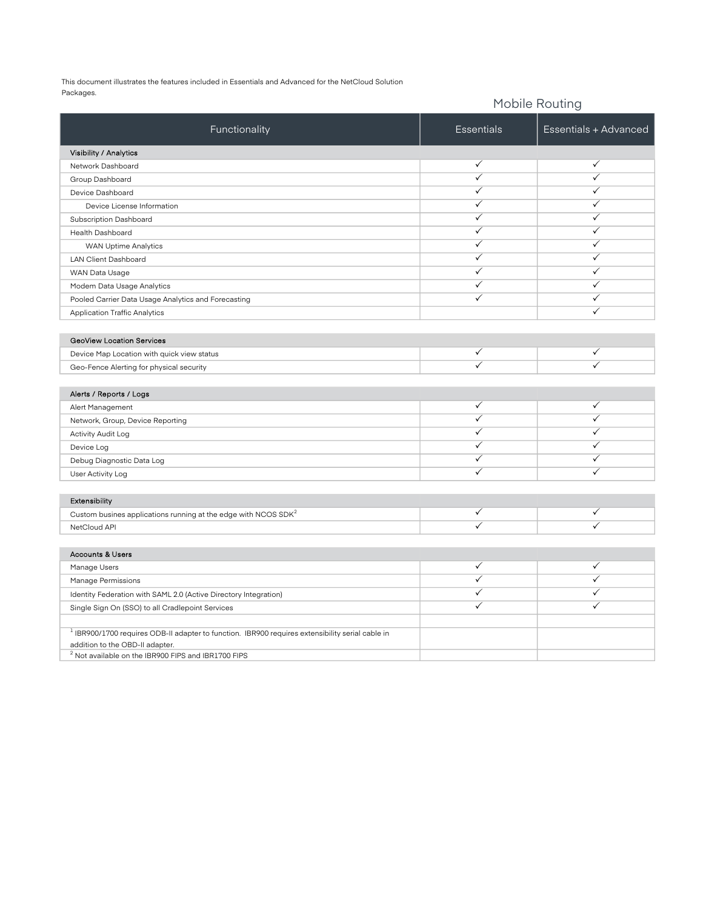This document illustrates the features included in Essentials and Advanced for the NetCloud Solution Packages.

## Mobile Routing

| Functionality | Essentials | Essentials + Advanced |
|---|---|---|
| **Visibility / Analytics** | | |
| Network Dashboard | ✓ | ✓ |
| Group Dashboard | ✓ | ✓ |
| Device Dashboard | ✓ | ✓ |
| Device License Information | ✓ | ✓ |
| Subscription Dashboard | ✓ | ✓ |
| Health Dashboard | ✓ | ✓ |
| WAN Uptime Analytics | ✓ | ✓ |
| LAN Client Dashboard | ✓ | ✓ |
| WAN Data Usage | ✓ | ✓ |
| Modem Data Usage Analytics | ✓ | ✓ |
| Pooled Carrier Data Usage Analytics and Forecasting | ✓ | ✓ |
| Application Traffic Analytics | | ✓ |
| **GeoView Location Services** | | |
| Device Map Location with quick view status | ✓ | ✓ |
| Geo-Fence Alerting for physical security | ✓ | ✓ |
| **Alerts / Reports / Logs** | | |
| Alert Management | ✓ | ✓ |
| Network, Group, Device Reporting | ✓ | ✓ |
| Activity Audit Log | ✓ | ✓ |
| Device Log | ✓ | ✓ |
| Debug Diagnostic Data Log | ✓ | ✓ |
| User Activity Log | ✓ | ✓ |
| **Extensibility** | | |
| Custom busines applications running at the edge with NCOS SDK[2] | ✓ | ✓ |
| NetCloud API | ✓ | ✓ |
| **Accounts & Users** | | |
| Manage Users | ✓ | ✓ |
| Manage Permissions | ✓ | ✓ |
| Identity Federation with SAML 2.0 (Active Directory Integration) | ✓ | ✓ |
| Single Sign On (SSO) to all Cradlepoint Services | ✓ | ✓ |

[1] IBR900/1700 requires ODB-II adapter to function. IBR900 requires extensibility serial cable in addition to the OBD-II adapter.

[2] Not available on the IBR900 FIPS and IBR1700 FIPS